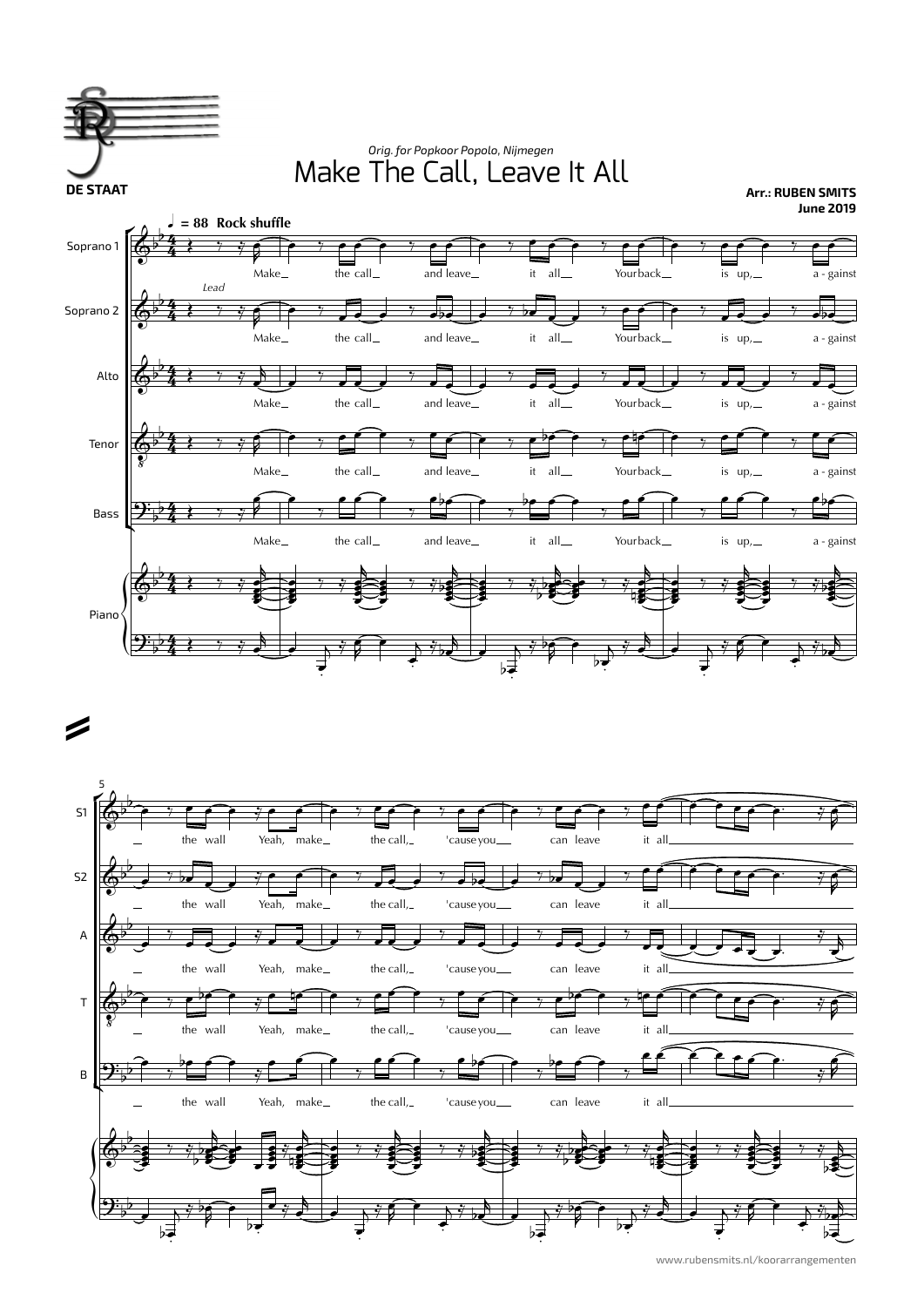DE STAAT

*Orig. for Popkoor Popolo, Nijmegen*

# Make The Call, Leave It All

**Arr.: RUBEN SMITS**
**June 2019**

♩ = 88 **Rock shuffle**

Soprano 1, Soprano 2 (*Lead*), Alto, Tenor, Bass, Piano

Make_ the call_ and leave_ it all_ Your back_ is up,_ a - gainst

5

_ the wall Yeah, make_ the call,_ 'cause you__ can leave it all___________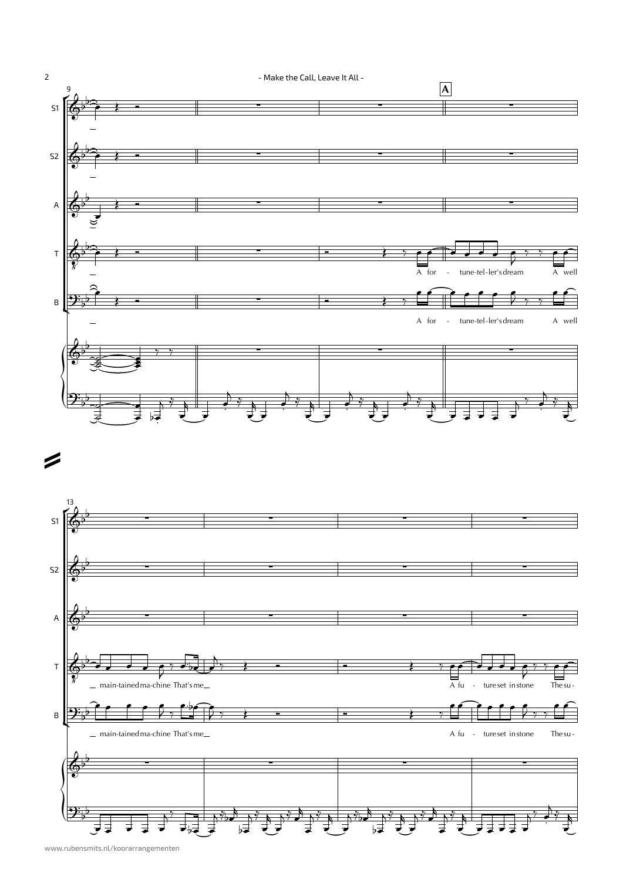S1
S2
A
T
B

**A**

A for - tune-tel-ler's dream A well

A for - tune-tel-ler's dream A well

S1
S2
A
T
B

main-tained ma-chine That's me

A fu - ture set in stone The su -

main-tained ma-chine That's me

A fu - ture set in stone The su -

www.rubensmits.nl/koorarrangementen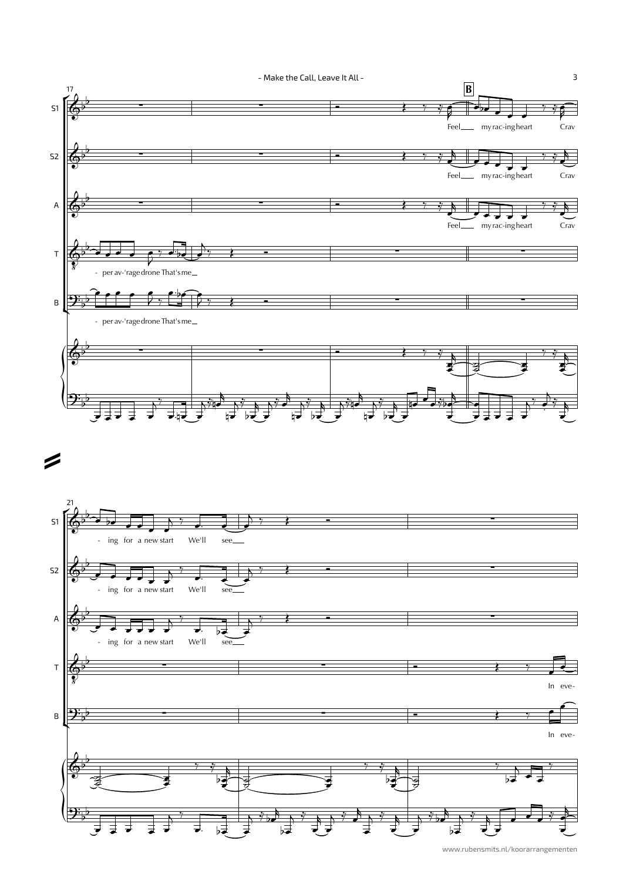B

S1

S2

A

T

B

- per av-'rage drone That's me

- per av-'rage drone That's me

Feel my rac-ing heart Crav

Feel my rac-ing heart Crav

Feel my rac-ing heart Crav

S1

S2

A

T

B

- ing for a new start We'll see

- ing for a new start We'll see

- ing for a new start We'll see

In eve-

In eve-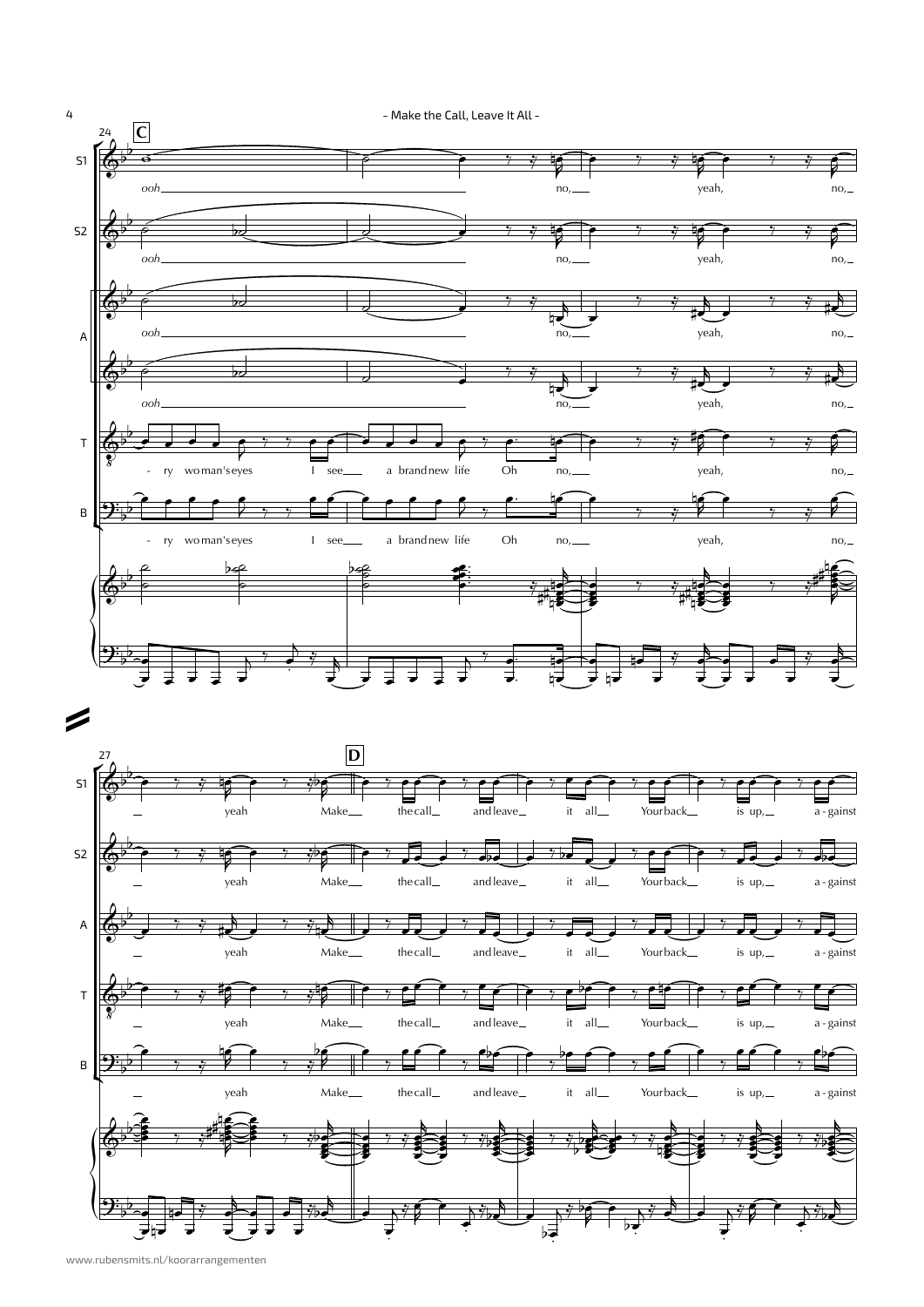**24** **C**

S1: ooh no, yeah, no,

S2: ooh no, yeah, no,

A: ooh no, yeah, no,

A: ooh no, yeah, no,

T: - ry wo man's eyes I see a brand new life Oh no, yeah, no,

B: - ry wo man's eyes I see a brand new life Oh no, yeah, no,

**27** **D**

S1: yeah Make the call and leave it all Your back is up, a - gainst

S2: yeah Make the call and leave it all Your back is up, a - gainst

A: yeah Make the call and leave it all Your back is up, a - gainst

T: yeah Make the call and leave it all Your back is up, a - gainst

B: yeah Make the call and leave it all Your back is up, a - gainst